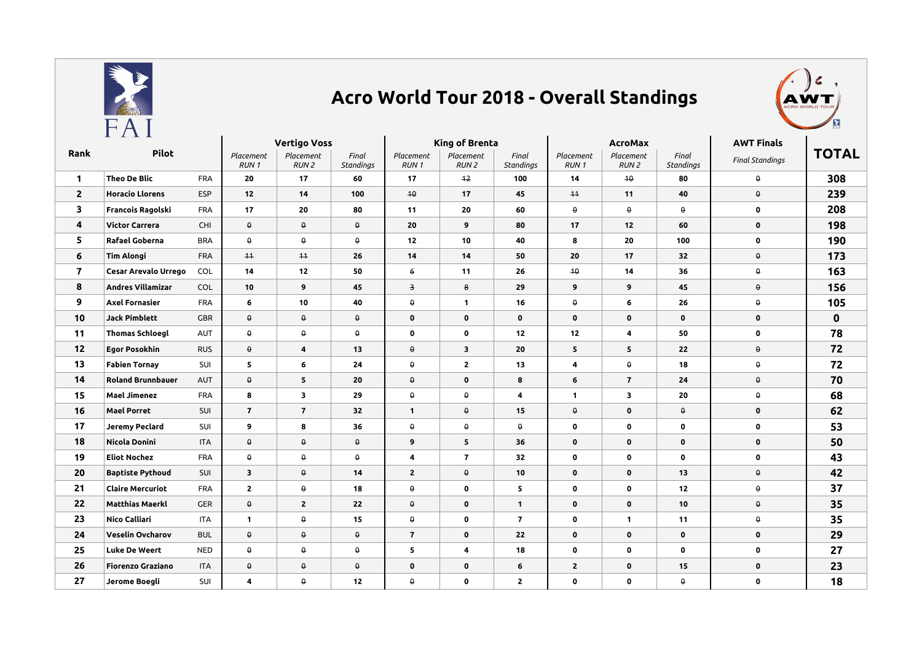# Acro World Tour 2018 - Overall Standings

| Rank | Pilot | | Vertigo Voss | | | King of Brenta | | | AcroMax | | | AWT Finals | TOTAL |
|---|---|---|---|---|---|---|---|---|---|---|---|---|---|
| | | | Placement RUN 1 | Placement RUN 2 | Final Standings | Placement RUN 1 | Placement RUN 2 | Final Standings | Placement RUN 1 | Placement RUN 2 | Final Standings | Final Standings | |
| 1 | Theo De Blic | FRA | 20 | 17 | 60 | 17 | ~~12~~ | 100 | 14 | ~~10~~ | 80 | ~~0~~ | 308 |
| 2 | Horacio Llorens | ESP | 12 | 14 | 100 | ~~10~~ | 17 | 45 | ~~11~~ | 11 | 40 | ~~0~~ | 239 |
| 3 | Francois Ragolski | FRA | 17 | 20 | 80 | 11 | 20 | 60 | ~~0~~ | ~~0~~ | ~~0~~ | 0 | 208 |
| 4 | Victor Carrera | CHI | ~~0~~ | ~~0~~ | ~~0~~ | 20 | 9 | 80 | 17 | 12 | 60 | 0 | 198 |
| 5 | Rafael Goberna | BRA | ~~0~~ | ~~0~~ | ~~0~~ | 12 | 10 | 40 | 8 | 20 | 100 | 0 | 190 |
| 6 | Tim Alongi | FRA | ~~11~~ | ~~11~~ | 26 | 14 | 14 | 50 | 20 | 17 | 32 | ~~0~~ | 173 |
| 7 | Cesar Arevalo Urrego | COL | 14 | 12 | 50 | ~~6~~ | 11 | 26 | ~~10~~ | 14 | 36 | ~~0~~ | 163 |
| 8 | Andres Villamizar | COL | 10 | 9 | 45 | ~~3~~ | ~~8~~ | 29 | 9 | 9 | 45 | ~~0~~ | 156 |
| 9 | Axel Fornasier | FRA | 6 | 10 | 40 | ~~0~~ | 1 | 16 | ~~0~~ | 6 | 26 | ~~0~~ | 105 |
| 10 | Jack Pimblett | GBR | ~~0~~ | ~~0~~ | ~~0~~ | 0 | 0 | 0 | 0 | 0 | 0 | 0 | 0 |
| 11 | Thomas Schloegl | AUT | ~~0~~ | ~~0~~ | ~~0~~ | 0 | 0 | 12 | 12 | 4 | 50 | 0 | 78 |
| 12 | Egor Posokhin | RUS | ~~0~~ | 4 | 13 | ~~0~~ | 3 | 20 | 5 | 5 | 22 | ~~0~~ | 72 |
| 13 | Fabien Tornay | SUI | 5 | 6 | 24 | ~~0~~ | 2 | 13 | 4 | ~~0~~ | 18 | ~~0~~ | 72 |
| 14 | Roland Brunnbauer | AUT | ~~0~~ | 5 | 20 | ~~0~~ | 0 | 8 | 6 | 7 | 24 | ~~0~~ | 70 |
| 15 | Mael Jimenez | FRA | 8 | 3 | 29 | ~~0~~ | ~~0~~ | 4 | 1 | 3 | 20 | ~~0~~ | 68 |
| 16 | Mael Porret | SUI | 7 | 7 | 32 | 1 | ~~0~~ | 15 | ~~0~~ | 0 | ~~0~~ | 0 | 62 |
| 17 | Jeremy Peclard | SUI | 9 | 8 | 36 | ~~0~~ | ~~0~~ | ~~0~~ | 0 | 0 | 0 | 0 | 53 |
| 18 | Nicola Donini | ITA | ~~0~~ | ~~0~~ | ~~0~~ | 9 | 5 | 36 | 0 | 0 | 0 | 0 | 50 |
| 19 | Eliot Nochez | FRA | ~~0~~ | ~~0~~ | ~~0~~ | 4 | 7 | 32 | 0 | 0 | 0 | 0 | 43 |
| 20 | Baptiste Pythoud | SUI | 3 | ~~0~~ | 14 | 2 | ~~0~~ | 10 | 0 | 0 | 13 | ~~0~~ | 42 |
| 21 | Claire Mercuriot | FRA | 2 | ~~0~~ | 18 | ~~0~~ | 0 | 5 | 0 | 0 | 12 | ~~0~~ | 37 |
| 22 | Matthias Maerkl | GER | ~~0~~ | 2 | 22 | ~~0~~ | 0 | 1 | 0 | 0 | 10 | ~~0~~ | 35 |
| 23 | Nico Calliari | ITA | 1 | ~~0~~ | 15 | ~~0~~ | 0 | 7 | 0 | 1 | 11 | ~~0~~ | 35 |
| 24 | Veselin Ovcharov | BUL | ~~0~~ | ~~0~~ | ~~0~~ | 7 | 0 | 22 | 0 | 0 | 0 | 0 | 29 |
| 25 | Luke De Weert | NED | ~~0~~ | ~~0~~ | ~~0~~ | 5 | 4 | 18 | 0 | 0 | 0 | 0 | 27 |
| 26 | Fiorenzo Graziano | ITA | ~~0~~ | ~~0~~ | ~~0~~ | 0 | 0 | 6 | 2 | 0 | 15 | 0 | 23 |
| 27 | Jerome Boegli | SUI | 4 | ~~0~~ | 12 | ~~0~~ | 0 | 2 | 0 | 0 | ~~0~~ | 0 | 18 |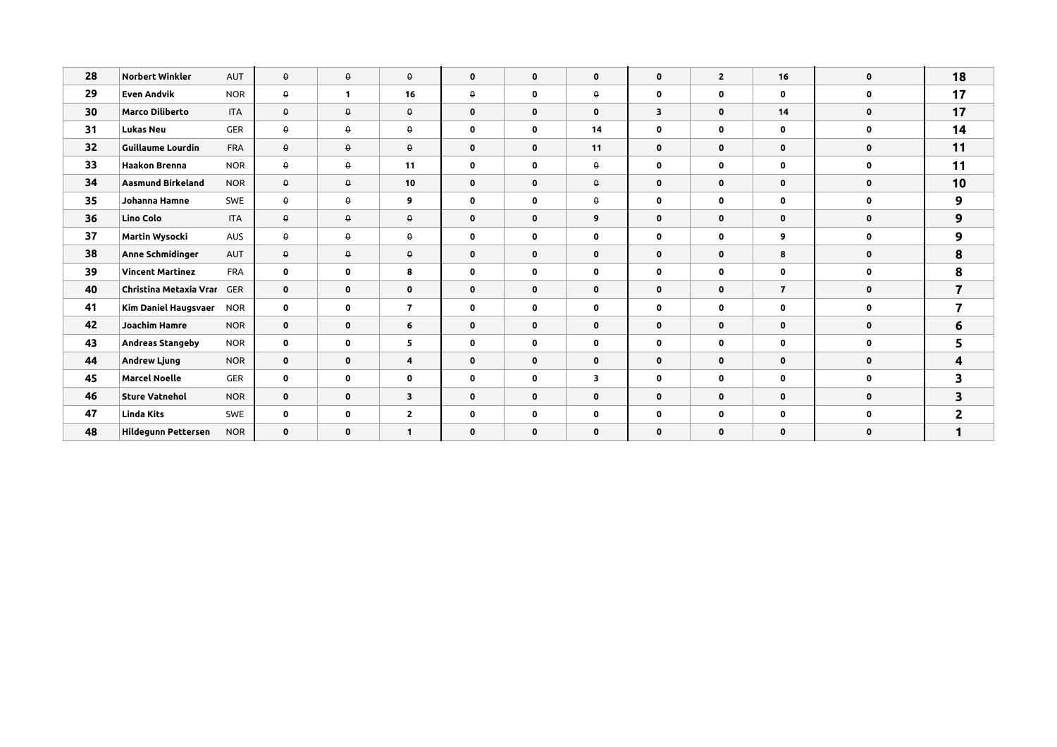| | | | | | | | | | | | | | |
|---|---|---|---|---|---|---|---|---|---|---|---|---|---|
| 28 | Norbert Winkler | AUT | ~~0~~ | ~~0~~ | ~~0~~ | 0 | 0 | 0 | 0 | 2 | 16 | 0 | 18 |
| 29 | Even Andvik | NOR | ~~0~~ | 1 | 16 | ~~0~~ | 0 | ~~0~~ | 0 | 0 | 0 | 0 | 17 |
| 30 | Marco Diliberto | ITA | ~~0~~ | ~~0~~ | ~~0~~ | 0 | 0 | 0 | 3 | 0 | 14 | 0 | 17 |
| 31 | Lukas Neu | GER | ~~0~~ | ~~0~~ | ~~0~~ | 0 | 0 | 14 | 0 | 0 | 0 | 0 | 14 |
| 32 | Guillaume Lourdin | FRA | ~~0~~ | ~~0~~ | ~~0~~ | 0 | 0 | 11 | 0 | 0 | 0 | 0 | 11 |
| 33 | Haakon Brenna | NOR | ~~0~~ | ~~0~~ | 11 | 0 | 0 | ~~0~~ | 0 | 0 | 0 | 0 | 11 |
| 34 | Aasmund Birkeland | NOR | ~~0~~ | ~~0~~ | 10 | 0 | 0 | ~~0~~ | 0 | 0 | 0 | 0 | 10 |
| 35 | Johanna Hamne | SWE | ~~0~~ | ~~0~~ | 9 | 0 | 0 | ~~0~~ | 0 | 0 | 0 | 0 | 9 |
| 36 | Lino Colo | ITA | ~~0~~ | ~~0~~ | ~~0~~ | 0 | 0 | 9 | 0 | 0 | 0 | 0 | 9 |
| 37 | Martin Wysocki | AUS | ~~0~~ | ~~0~~ | ~~0~~ | 0 | 0 | 0 | 0 | 0 | 9 | 0 | 9 |
| 38 | Anne Schmidinger | AUT | ~~0~~ | ~~0~~ | ~~0~~ | 0 | 0 | 0 | 0 | 0 | 8 | 0 | 8 |
| 39 | Vincent Martinez | FRA | 0 | 0 | 8 | 0 | 0 | 0 | 0 | 0 | 0 | 0 | 8 |
| 40 | Christina Metaxia Vrar | GER | 0 | 0 | 0 | 0 | 0 | 0 | 0 | 0 | 7 | 0 | 7 |
| 41 | Kim Daniel Haugsvaer | NOR | 0 | 0 | 7 | 0 | 0 | 0 | 0 | 0 | 0 | 0 | 7 |
| 42 | Joachim Hamre | NOR | 0 | 0 | 6 | 0 | 0 | 0 | 0 | 0 | 0 | 0 | 6 |
| 43 | Andreas Stangeby | NOR | 0 | 0 | 5 | 0 | 0 | 0 | 0 | 0 | 0 | 0 | 5 |
| 44 | Andrew Ljung | NOR | 0 | 0 | 4 | 0 | 0 | 0 | 0 | 0 | 0 | 0 | 4 |
| 45 | Marcel Noelle | GER | 0 | 0 | 0 | 0 | 0 | 3 | 0 | 0 | 0 | 0 | 3 |
| 46 | Sture Vatnehol | NOR | 0 | 0 | 3 | 0 | 0 | 0 | 0 | 0 | 0 | 0 | 3 |
| 47 | Linda Kits | SWE | 0 | 0 | 2 | 0 | 0 | 0 | 0 | 0 | 0 | 0 | 2 |
| 48 | Hildegunn Pettersen | NOR | 0 | 0 | 1 | 0 | 0 | 0 | 0 | 0 | 0 | 0 | 1 |